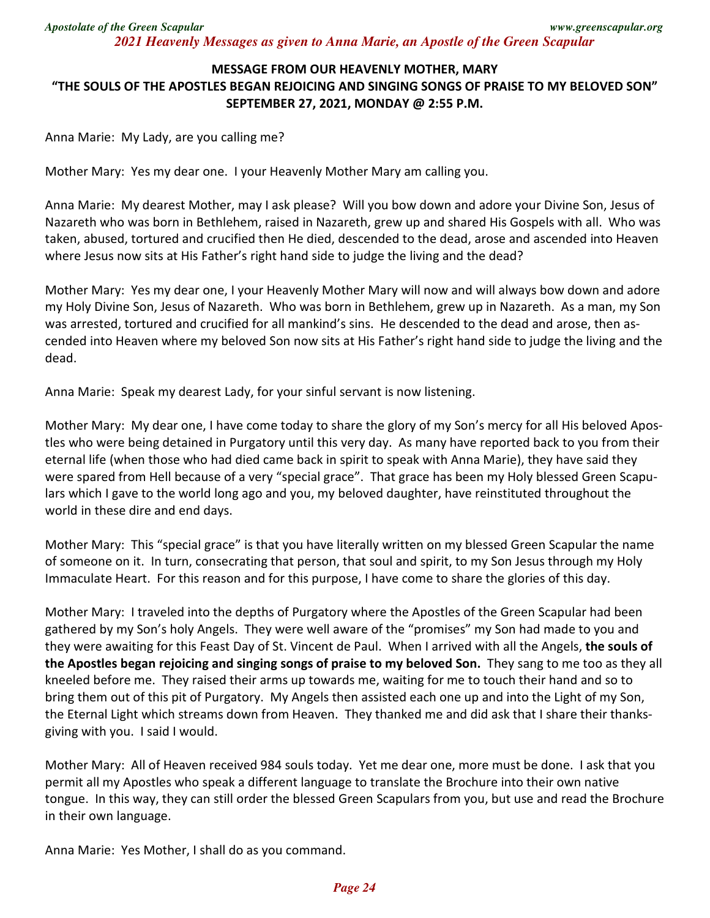**MESSAGE FROM OUR HEAVENLY MOTHER, MARY**
**"THE SOULS OF THE APOSTLES BEGAN REJOICING AND SINGING SONGS OF PRAISE TO MY BELOVED SON"**
**SEPTEMBER 27, 2021, MONDAY @ 2:55 P.M.**

Anna Marie: My Lady, are you calling me?

Mother Mary: Yes my dear one. I your Heavenly Mother Mary am calling you.

Anna Marie: My dearest Mother, may I ask please? Will you bow down and adore your Divine Son, Jesus of Nazareth who was born in Bethlehem, raised in Nazareth, grew up and shared His Gospels with all. Who was taken, abused, tortured and crucified then He died, descended to the dead, arose and ascended into Heaven where Jesus now sits at His Father's right hand side to judge the living and the dead?

Mother Mary: Yes my dear one, I your Heavenly Mother Mary will now and will always bow down and adore my Holy Divine Son, Jesus of Nazareth. Who was born in Bethlehem, grew up in Nazareth. As a man, my Son was arrested, tortured and crucified for all mankind's sins. He descended to the dead and arose, then ascended into Heaven where my beloved Son now sits at His Father's right hand side to judge the living and the dead.

Anna Marie: Speak my dearest Lady, for your sinful servant is now listening.

Mother Mary: My dear one, I have come today to share the glory of my Son's mercy for all His beloved Apostles who were being detained in Purgatory until this very day. As many have reported back to you from their eternal life (when those who had died came back in spirit to speak with Anna Marie), they have said they were spared from Hell because of a very "special grace". That grace has been my Holy blessed Green Scapulars which I gave to the world long ago and you, my beloved daughter, have reinstituted throughout the world in these dire and end days.

Mother Mary: This "special grace" is that you have literally written on my blessed Green Scapular the name of someone on it. In turn, consecrating that person, that soul and spirit, to my Son Jesus through my Holy Immaculate Heart. For this reason and for this purpose, I have come to share the glories of this day.

Mother Mary: I traveled into the depths of Purgatory where the Apostles of the Green Scapular had been gathered by my Son's holy Angels. They were well aware of the "promises" my Son had made to you and they were awaiting for this Feast Day of St. Vincent de Paul. When I arrived with all the Angels, **the souls of the Apostles began rejoicing and singing songs of praise to my beloved Son.** They sang to me too as they all kneeled before me. They raised their arms up towards me, waiting for me to touch their hand and so to bring them out of this pit of Purgatory. My Angels then assisted each one up and into the Light of my Son, the Eternal Light which streams down from Heaven. They thanked me and did ask that I share their thanksgiving with you. I said I would.

Mother Mary: All of Heaven received 984 souls today. Yet me dear one, more must be done. I ask that you permit all my Apostles who speak a different language to translate the Brochure into their own native tongue. In this way, they can still order the blessed Green Scapulars from you, but use and read the Brochure in their own language.

Anna Marie: Yes Mother, I shall do as you command.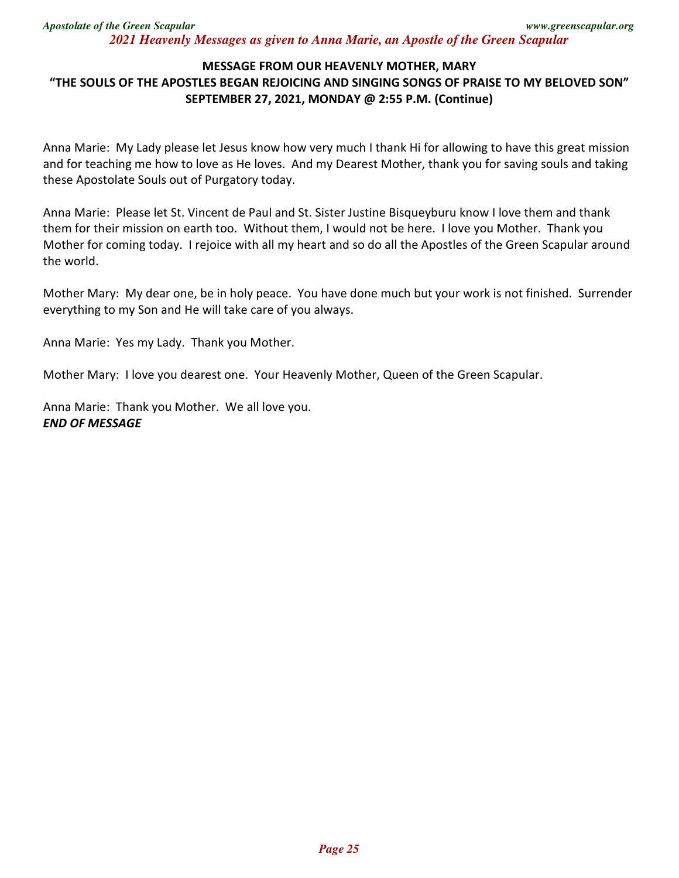**MESSAGE FROM OUR HEAVENLY MOTHER, MARY**
**"THE SOULS OF THE APOSTLES BEGAN REJOICING AND SINGING SONGS OF PRAISE TO MY BELOVED SON"**
**SEPTEMBER 27, 2021, MONDAY @ 2:55 P.M. (Continue)**

Anna Marie: My Lady please let Jesus know how very much I thank Hi for allowing to have this great mission and for teaching me how to love as He loves. And my Dearest Mother, thank you for saving souls and taking these Apostolate Souls out of Purgatory today.

Anna Marie: Please let St. Vincent de Paul and St. Sister Justine Bisqueyburu know I love them and thank them for their mission on earth too. Without them, I would not be here. I love you Mother. Thank you Mother for coming today. I rejoice with all my heart and so do all the Apostles of the Green Scapular around the world.

Mother Mary: My dear one, be in holy peace. You have done much but your work is not finished. Surrender everything to my Son and He will take care of you always.

Anna Marie: Yes my Lady. Thank you Mother.

Mother Mary: I love you dearest one. Your Heavenly Mother, Queen of the Green Scapular.

Anna Marie: Thank you Mother. We all love you.
***END OF MESSAGE***